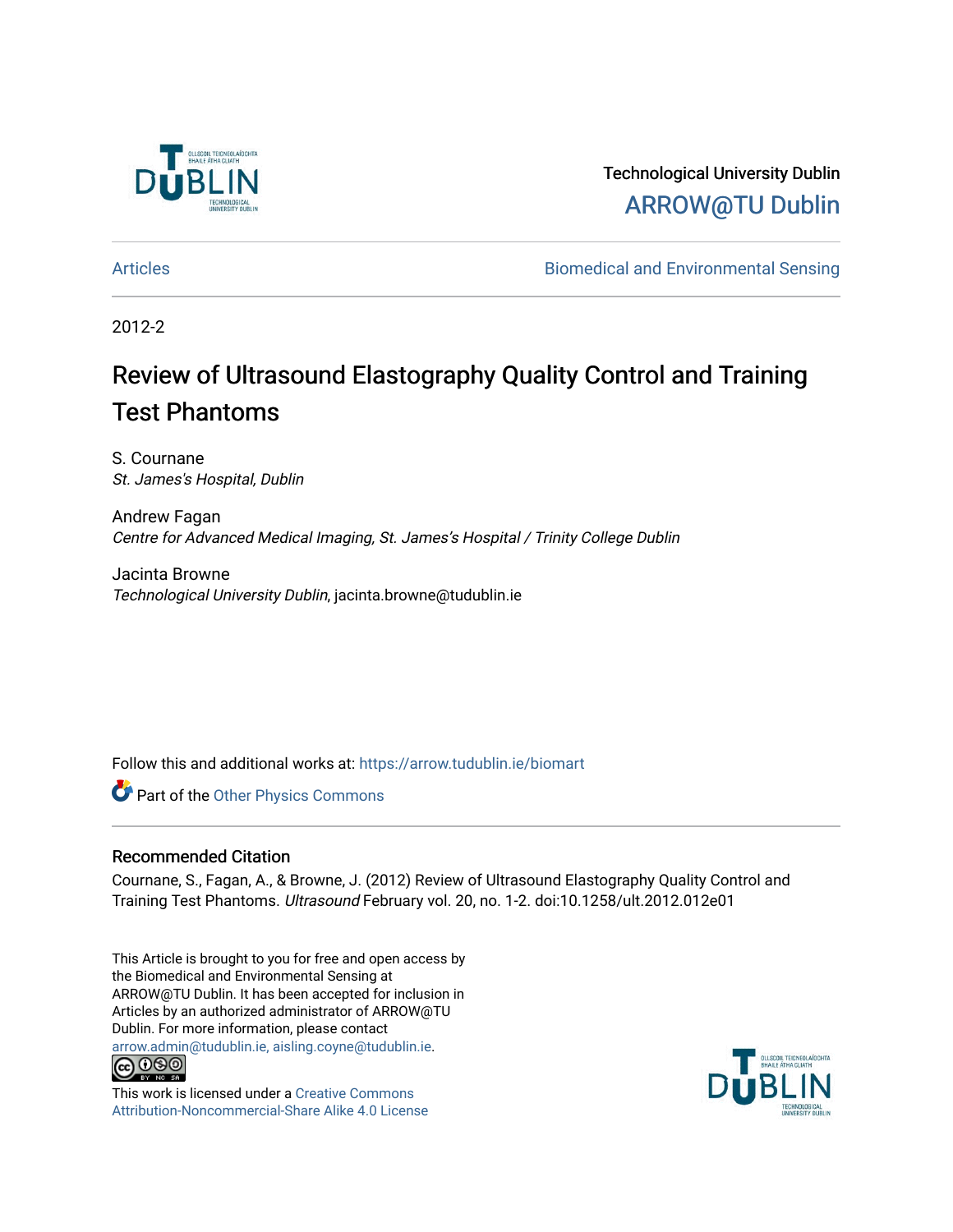Technological University Dublin

ARROW@TU Dublin

Articles | Biomedical and Environmental Sensing

2012-2

# Review of Ultrasound Elastography Quality Control and Training Test Phantoms

S. Cournane
*St. James's Hospital, Dublin*

Andrew Fagan
*Centre for Advanced Medical Imaging, St. James's Hospital / Trinity College Dublin*

Jacinta Browne
*Technological University Dublin*, jacinta.browne@tudublin.ie

Follow this and additional works at: https://arrow.tudublin.ie/biomart

Part of the Other Physics Commons

## Recommended Citation

Cournane, S., Fagan, A., & Browne, J. (2012) Review of Ultrasound Elastography Quality Control and Training Test Phantoms. *Ultrasound* February vol. 20, no. 1-2. doi:10.1258/ult.2012.012e01

This Article is brought to you for free and open access by the Biomedical and Environmental Sensing at ARROW@TU Dublin. It has been accepted for inclusion in Articles by an authorized administrator of ARROW@TU Dublin. For more information, please contact arrow.admin@tudublin.ie, aisling.coyne@tudublin.ie.

This work is licensed under a Creative Commons Attribution-Noncommercial-Share Alike 4.0 License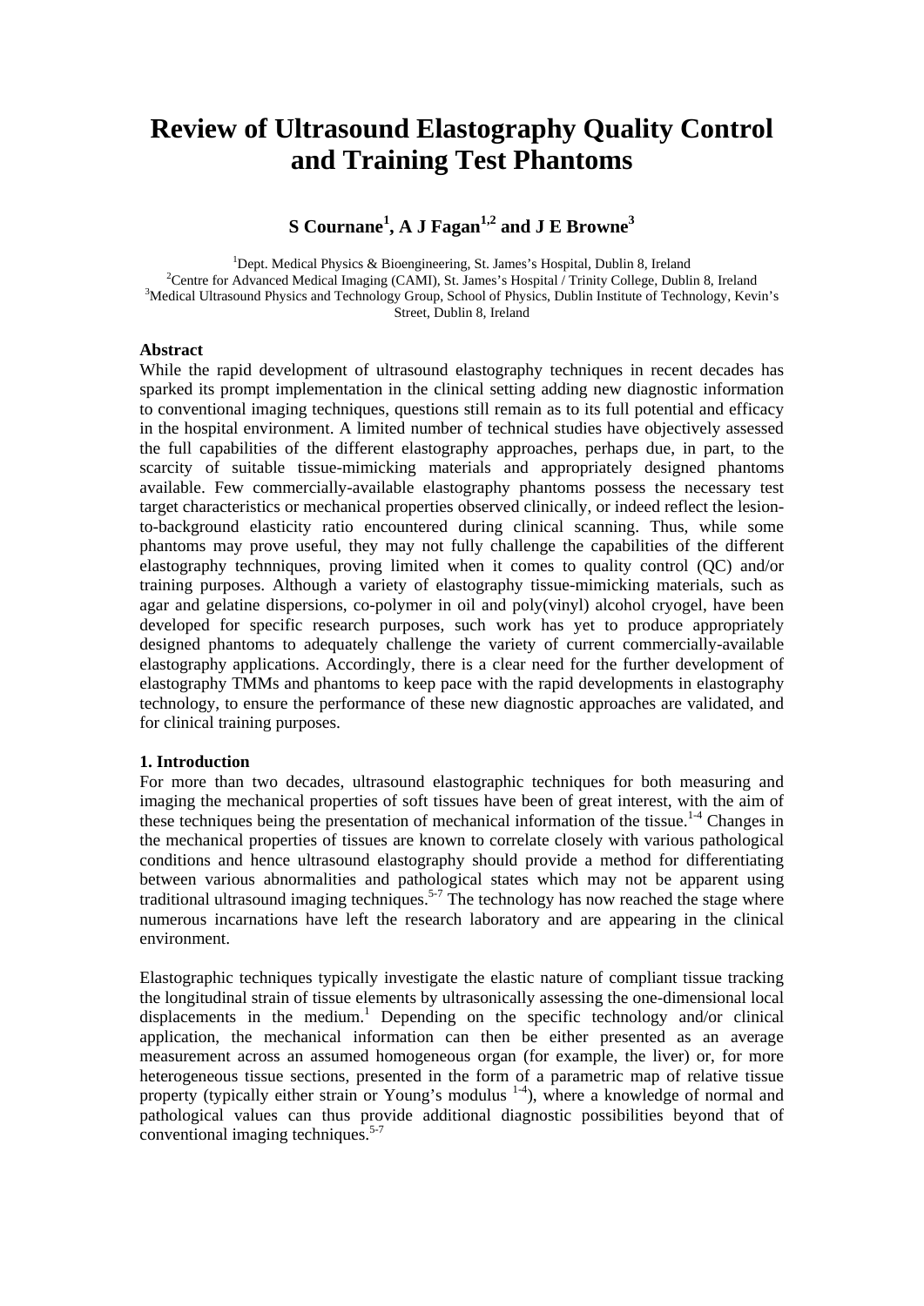# Review of Ultrasound Elastography Quality Control and Training Test Phantoms

**S Cournane[1], A J Fagan[1,2] and J E Browne[3]**

[1]Dept. Medical Physics & Bioengineering, St. James's Hospital, Dublin 8, Ireland
[2]Centre for Advanced Medical Imaging (CAMI), St. James's Hospital / Trinity College, Dublin 8, Ireland
[3]Medical Ultrasound Physics and Technology Group, School of Physics, Dublin Institute of Technology, Kevin's Street, Dublin 8, Ireland

**Abstract**

While the rapid development of ultrasound elastography techniques in recent decades has sparked its prompt implementation in the clinical setting adding new diagnostic information to conventional imaging techniques, questions still remain as to its full potential and efficacy in the hospital environment. A limited number of technical studies have objectively assessed the full capabilities of the different elastography approaches, perhaps due, in part, to the scarcity of suitable tissue-mimicking materials and appropriately designed phantoms available. Few commercially-available elastography phantoms possess the necessary test target characteristics or mechanical properties observed clinically, or indeed reflect the lesion-to-background elasticity ratio encountered during clinical scanning. Thus, while some phantoms may prove useful, they may not fully challenge the capabilities of the different elastography technniques, proving limited when it comes to quality control (QC) and/or training purposes. Although a variety of elastography tissue-mimicking materials, such as agar and gelatine dispersions, co-polymer in oil and poly(vinyl) alcohol cryogel, have been developed for specific research purposes, such work has yet to produce appropriately designed phantoms to adequately challenge the variety of current commercially-available elastography applications. Accordingly, there is a clear need for the further development of elastography TMMs and phantoms to keep pace with the rapid developments in elastography technology, to ensure the performance of these new diagnostic approaches are validated, and for clinical training purposes.

**1. Introduction**

For more than two decades, ultrasound elastographic techniques for both measuring and imaging the mechanical properties of soft tissues have been of great interest, with the aim of these techniques being the presentation of mechanical information of the tissue.[1-4] Changes in the mechanical properties of tissues are known to correlate closely with various pathological conditions and hence ultrasound elastography should provide a method for differentiating between various abnormalities and pathological states which may not be apparent using traditional ultrasound imaging techniques.[5-7] The technology has now reached the stage where numerous incarnations have left the research laboratory and are appearing in the clinical environment.

Elastographic techniques typically investigate the elastic nature of compliant tissue tracking the longitudinal strain of tissue elements by ultrasonically assessing the one-dimensional local displacements in the medium.[1] Depending on the specific technology and/or clinical application, the mechanical information can then be either presented as an average measurement across an assumed homogeneous organ (for example, the liver) or, for more heterogeneous tissue sections, presented in the form of a parametric map of relative tissue property (typically either strain or Young's modulus [1-4]), where a knowledge of normal and pathological values can thus provide additional diagnostic possibilities beyond that of conventional imaging techniques.[5-7]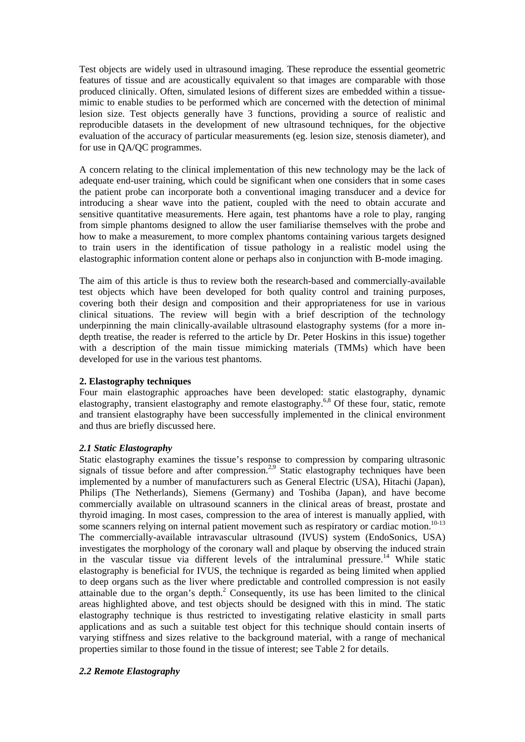Test objects are widely used in ultrasound imaging. These reproduce the essential geometric features of tissue and are acoustically equivalent so that images are comparable with those produced clinically. Often, simulated lesions of different sizes are embedded within a tissue-mimic to enable studies to be performed which are concerned with the detection of minimal lesion size. Test objects generally have 3 functions, providing a source of realistic and reproducible datasets in the development of new ultrasound techniques, for the objective evaluation of the accuracy of particular measurements (eg. lesion size, stenosis diameter), and for use in QA/QC programmes.

A concern relating to the clinical implementation of this new technology may be the lack of adequate end-user training, which could be significant when one considers that in some cases the patient probe can incorporate both a conventional imaging transducer and a device for introducing a shear wave into the patient, coupled with the need to obtain accurate and sensitive quantitative measurements. Here again, test phantoms have a role to play, ranging from simple phantoms designed to allow the user familiarise themselves with the probe and how to make a measurement, to more complex phantoms containing various targets designed to train users in the identification of tissue pathology in a realistic model using the elastographic information content alone or perhaps also in conjunction with B-mode imaging.

The aim of this article is thus to review both the research-based and commercially-available test objects which have been developed for both quality control and training purposes, covering both their design and composition and their appropriateness for use in various clinical situations. The review will begin with a brief description of the technology underpinning the main clinically-available ultrasound elastography systems (for a more in-depth treatise, the reader is referred to the article by Dr. Peter Hoskins in this issue) together with a description of the main tissue mimicking materials (TMMs) which have been developed for use in the various test phantoms.

## 2. Elastography techniques

Four main elastographic approaches have been developed: static elastography, dynamic elastography, transient elastography and remote elastography.[6,8] Of these four, static, remote and transient elastography have been successfully implemented in the clinical environment and thus are briefly discussed here.

### *2.1 Static Elastography*

Static elastography examines the tissue's response to compression by comparing ultrasonic signals of tissue before and after compression.[2,9] Static elastography techniques have been implemented by a number of manufacturers such as General Electric (USA), Hitachi (Japan), Philips (The Netherlands), Siemens (Germany) and Toshiba (Japan), and have become commercially available on ultrasound scanners in the clinical areas of breast, prostate and thyroid imaging. In most cases, compression to the area of interest is manually applied, with some scanners relying on internal patient movement such as respiratory or cardiac motion.[10-13] The commercially-available intravascular ultrasound (IVUS) system (EndoSonics, USA) investigates the morphology of the coronary wall and plaque by observing the induced strain in the vascular tissue via different levels of the intraluminal pressure.[14] While static elastography is beneficial for IVUS, the technique is regarded as being limited when applied to deep organs such as the liver where predictable and controlled compression is not easily attainable due to the organ's depth.[2] Consequently, its use has been limited to the clinical areas highlighted above, and test objects should be designed with this in mind. The static elastography technique is thus restricted to investigating relative elasticity in small parts applications and as such a suitable test object for this technique should contain inserts of varying stiffness and sizes relative to the background material, with a range of mechanical properties similar to those found in the tissue of interest; see Table 2 for details.

### *2.2 Remote Elastography*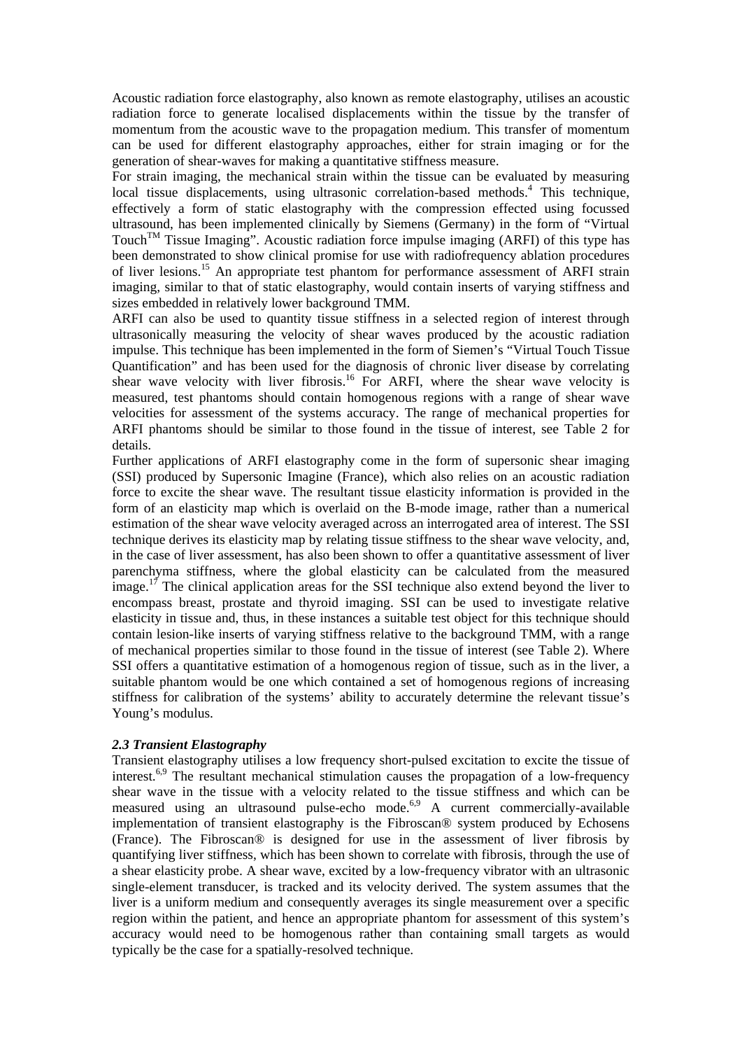Acoustic radiation force elastography, also known as remote elastography, utilises an acoustic radiation force to generate localised displacements within the tissue by the transfer of momentum from the acoustic wave to the propagation medium. This transfer of momentum can be used for different elastography approaches, either for strain imaging or for the generation of shear-waves for making a quantitative stiffness measure.

For strain imaging, the mechanical strain within the tissue can be evaluated by measuring local tissue displacements, using ultrasonic correlation-based methods.[4] This technique, effectively a form of static elastography with the compression effected using focussed ultrasound, has been implemented clinically by Siemens (Germany) in the form of "Virtual Touch™ Tissue Imaging". Acoustic radiation force impulse imaging (ARFI) of this type has been demonstrated to show clinical promise for use with radiofrequency ablation procedures of liver lesions.[15] An appropriate test phantom for performance assessment of ARFI strain imaging, similar to that of static elastography, would contain inserts of varying stiffness and sizes embedded in relatively lower background TMM.

ARFI can also be used to quantity tissue stiffness in a selected region of interest through ultrasonically measuring the velocity of shear waves produced by the acoustic radiation impulse. This technique has been implemented in the form of Siemen's "Virtual Touch Tissue Quantification" and has been used for the diagnosis of chronic liver disease by correlating shear wave velocity with liver fibrosis.[16] For ARFI, where the shear wave velocity is measured, test phantoms should contain homogenous regions with a range of shear wave velocities for assessment of the systems accuracy. The range of mechanical properties for ARFI phantoms should be similar to those found in the tissue of interest, see Table 2 for details.

Further applications of ARFI elastography come in the form of supersonic shear imaging (SSI) produced by Supersonic Imagine (France), which also relies on an acoustic radiation force to excite the shear wave. The resultant tissue elasticity information is provided in the form of an elasticity map which is overlaid on the B-mode image, rather than a numerical estimation of the shear wave velocity averaged across an interrogated area of interest. The SSI technique derives its elasticity map by relating tissue stiffness to the shear wave velocity, and, in the case of liver assessment, has also been shown to offer a quantitative assessment of liver parenchyma stiffness, where the global elasticity can be calculated from the measured image.[17] The clinical application areas for the SSI technique also extend beyond the liver to encompass breast, prostate and thyroid imaging. SSI can be used to investigate relative elasticity in tissue and, thus, in these instances a suitable test object for this technique should contain lesion-like inserts of varying stiffness relative to the background TMM, with a range of mechanical properties similar to those found in the tissue of interest (see Table 2). Where SSI offers a quantitative estimation of a homogenous region of tissue, such as in the liver, a suitable phantom would be one which contained a set of homogenous regions of increasing stiffness for calibration of the systems' ability to accurately determine the relevant tissue's Young's modulus.

### *2.3 Transient Elastography*

Transient elastography utilises a low frequency short-pulsed excitation to excite the tissue of interest.[6,9] The resultant mechanical stimulation causes the propagation of a low-frequency shear wave in the tissue with a velocity related to the tissue stiffness and which can be measured using an ultrasound pulse-echo mode.[6,9] A current commercially-available implementation of transient elastography is the Fibroscan® system produced by Echosens (France). The Fibroscan® is designed for use in the assessment of liver fibrosis by quantifying liver stiffness, which has been shown to correlate with fibrosis, through the use of a shear elasticity probe. A shear wave, excited by a low-frequency vibrator with an ultrasonic single-element transducer, is tracked and its velocity derived. The system assumes that the liver is a uniform medium and consequently averages its single measurement over a specific region within the patient, and hence an appropriate phantom for assessment of this system's accuracy would need to be homogenous rather than containing small targets as would typically be the case for a spatially-resolved technique.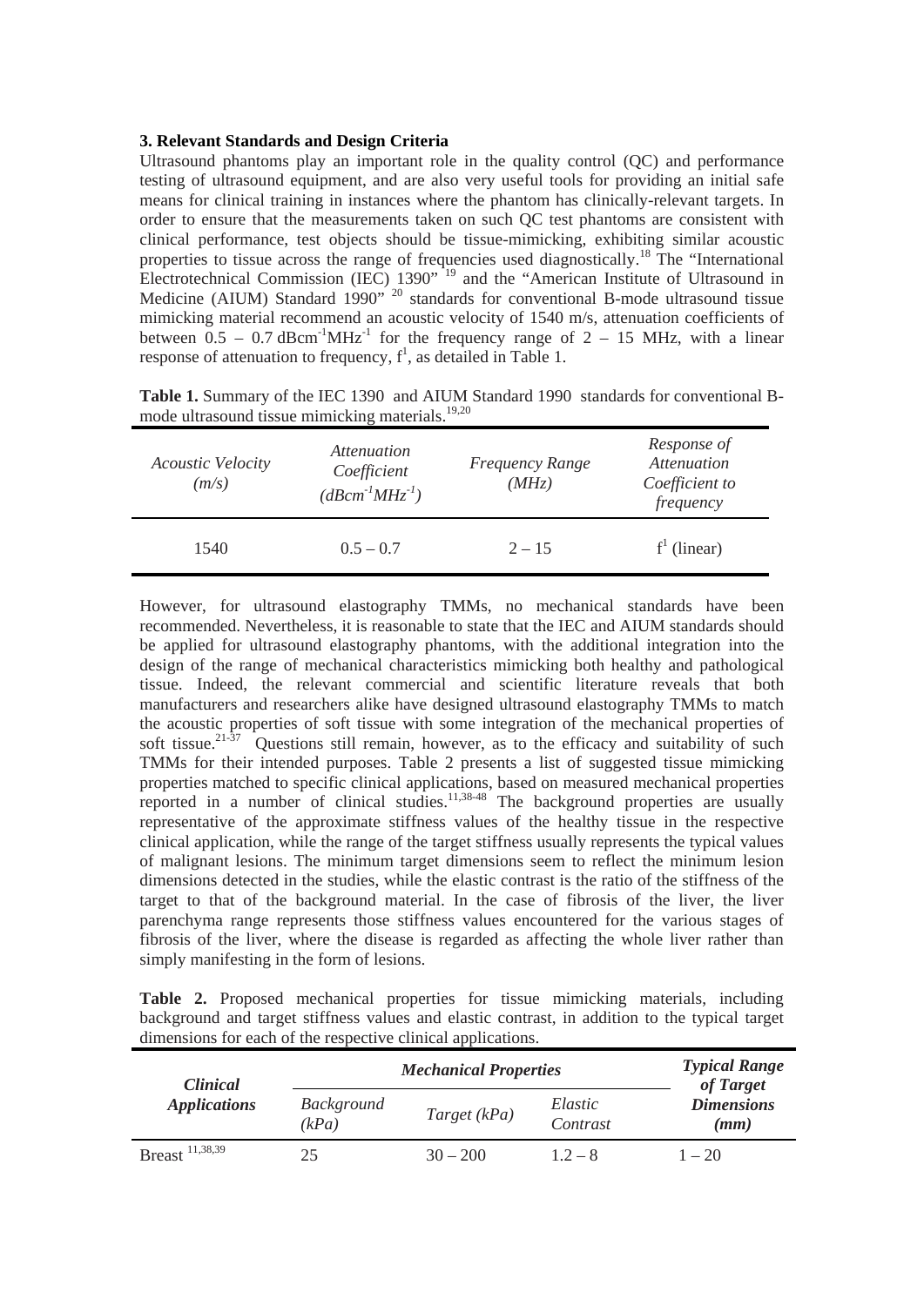### 3. Relevant Standards and Design Criteria

Ultrasound phantoms play an important role in the quality control (QC) and performance testing of ultrasound equipment, and are also very useful tools for providing an initial safe means for clinical training in instances where the phantom has clinically-relevant targets. In order to ensure that the measurements taken on such QC test phantoms are consistent with clinical performance, test objects should be tissue-mimicking, exhibiting similar acoustic properties to tissue across the range of frequencies used diagnostically.[18] The "International Electrotechnical Commission (IEC) 1390"[19] and the "American Institute of Ultrasound in Medicine (AIUM) Standard 1990"[20] standards for conventional B-mode ultrasound tissue mimicking material recommend an acoustic velocity of 1540 m/s, attenuation coefficients of between 0.5 – 0.7 $dBcm^{-1}MHz^{-1}$ for the frequency range of 2 – 15 MHz, with a linear response of attenuation to frequency, $f^1$, as detailed in Table 1.

**Table 1.** Summary of the IEC 1390 and AIUM Standard 1990 standards for conventional B-mode ultrasound tissue mimicking materials.[19,20]

| *Acoustic Velocity (m/s)* | *Attenuation Coefficient ($dBcm^{-1}MHz^{-1}$)* | *Frequency Range (MHz)* | *Response of Attenuation Coefficient to frequency* |
|---|---|---|---|
| 1540 | 0.5 – 0.7 | 2 – 15 | $f^1$ (linear) |

However, for ultrasound elastography TMMs, no mechanical standards have been recommended. Nevertheless, it is reasonable to state that the IEC and AIUM standards should be applied for ultrasound elastography phantoms, with the additional integration into the design of the range of mechanical characteristics mimicking both healthy and pathological tissue. Indeed, the relevant commercial and scientific literature reveals that both manufacturers and researchers alike have designed ultrasound elastography TMMs to match the acoustic properties of soft tissue with some integration of the mechanical properties of soft tissue.[21-37] Questions still remain, however, as to the efficacy and suitability of such TMMs for their intended purposes. Table 2 presents a list of suggested tissue mimicking properties matched to specific clinical applications, based on measured mechanical properties reported in a number of clinical studies.[11,38-48] The background properties are usually representative of the approximate stiffness values of the healthy tissue in the respective clinical application, while the range of the target stiffness usually represents the typical values of malignant lesions. The minimum target dimensions seem to reflect the minimum lesion dimensions detected in the studies, while the elastic contrast is the ratio of the stiffness of the target to that of the background material. In the case of fibrosis of the liver, the liver parenchyma range represents those stiffness values encountered for the various stages of fibrosis of the liver, where the disease is regarded as affecting the whole liver rather than simply manifesting in the form of lesions.

**Table 2.** Proposed mechanical properties for tissue mimicking materials, including background and target stiffness values and elastic contrast, in addition to the typical target dimensions for each of the respective clinical applications.

| ***Clinical Applications*** | ***Mechanical Properties*** | | | ***Typical Range of Target Dimensions (mm)*** |
|---|---|---|---|---|
| | *Background (kPa)* | *Target (kPa)* | *Elastic Contrast* | |
| Breast [11,38,39] | 25 | 30 – 200 | 1.2 – 8 | 1 – 20 |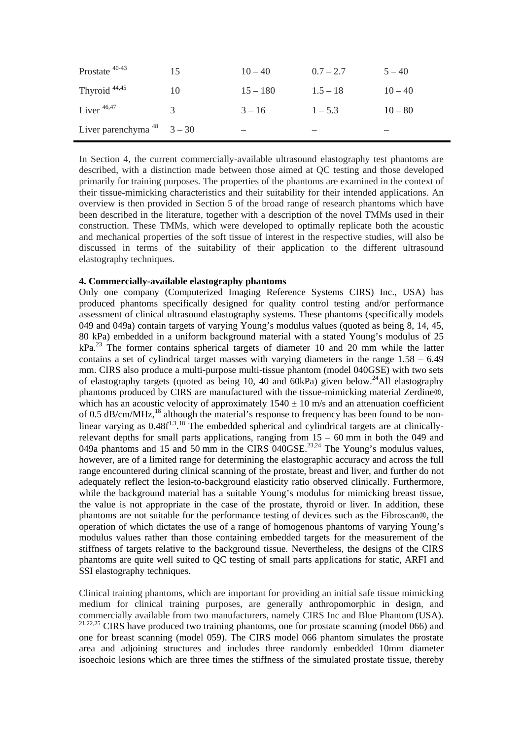| | | | | |
|---|---|---|---|---|
| Prostate [40-43] | 15 | 10 – 40 | 0.7 – 2.7 | 5 – 40 |
| Thyroid [44,45] | 10 | 15 – 180 | 1.5 – 18 | 10 – 40 |
| Liver [46,47] | 3 | 3 – 16 | 1 – 5.3 | 10 – 80 |
| Liver parenchyma [48] | 3 – 30 | – | – | – |

In Section 4, the current commercially-available ultrasound elastography test phantoms are described, with a distinction made between those aimed at QC testing and those developed primarily for training purposes. The properties of the phantoms are examined in the context of their tissue-mimicking characteristics and their suitability for their intended applications. An overview is then provided in Section 5 of the broad range of research phantoms which have been described in the literature, together with a description of the novel TMMs used in their construction. These TMMs, which were developed to optimally replicate both the acoustic and mechanical properties of the soft tissue of interest in the respective studies, will also be discussed in terms of the suitability of their application to the different ultrasound elastography techniques.

**4. Commercially-available elastography phantoms**

Only one company (Computerized Imaging Reference Systems CIRS) Inc., USA) has produced phantoms specifically designed for quality control testing and/or performance assessment of clinical ultrasound elastography systems. These phantoms (specifically models 049 and 049a) contain targets of varying Young's modulus values (quoted as being 8, 14, 45, 80 kPa) embedded in a uniform background material with a stated Young's modulus of 25 kPa.[23] The former contains spherical targets of diameter 10 and 20 mm while the latter contains a set of cylindrical target masses with varying diameters in the range 1.58 – 6.49 mm. CIRS also produce a multi-purpose multi-tissue phantom (model 040GSE) with two sets of elastography targets (quoted as being 10, 40 and 60kPa) given below.[24]All elastography phantoms produced by CIRS are manufactured with the tissue-mimicking material Zerdine®, which has an acoustic velocity of approximately 1540 ± 10 m/s and an attenuation coefficient of 0.5 dB/cm/MHz,[18] although the material's response to frequency has been found to be non-linear varying as $0.48f^{1.3}$.[18] The embedded spherical and cylindrical targets are at clinically-relevant depths for small parts applications, ranging from 15 – 60 mm in both the 049 and 049a phantoms and 15 and 50 mm in the CIRS 040GSE.[23,24] The Young's modulus values, however, are of a limited range for determining the elastographic accuracy and across the full range encountered during clinical scanning of the prostate, breast and liver, and further do not adequately reflect the lesion-to-background elasticity ratio observed clinically. Furthermore, while the background material has a suitable Young's modulus for mimicking breast tissue, the value is not appropriate in the case of the prostate, thyroid or liver. In addition, these phantoms are not suitable for the performance testing of devices such as the Fibroscan®, the operation of which dictates the use of a range of homogenous phantoms of varying Young's modulus values rather than those containing embedded targets for the measurement of the stiffness of targets relative to the background tissue. Nevertheless, the designs of the CIRS phantoms are quite well suited to QC testing of small parts applications for static, ARFI and SSI elastography techniques.

Clinical training phantoms, which are important for providing an initial safe tissue mimicking medium for clinical training purposes, are generally anthropomorphic in design, and commercially available from two manufacturers, namely CIRS Inc and Blue Phantom (USA).[21,22,25] CIRS have produced two training phantoms, one for prostate scanning (model 066) and one for breast scanning (model 059). The CIRS model 066 phantom simulates the prostate area and adjoining structures and includes three randomly embedded 10mm diameter isoechoic lesions which are three times the stiffness of the simulated prostate tissue, thereby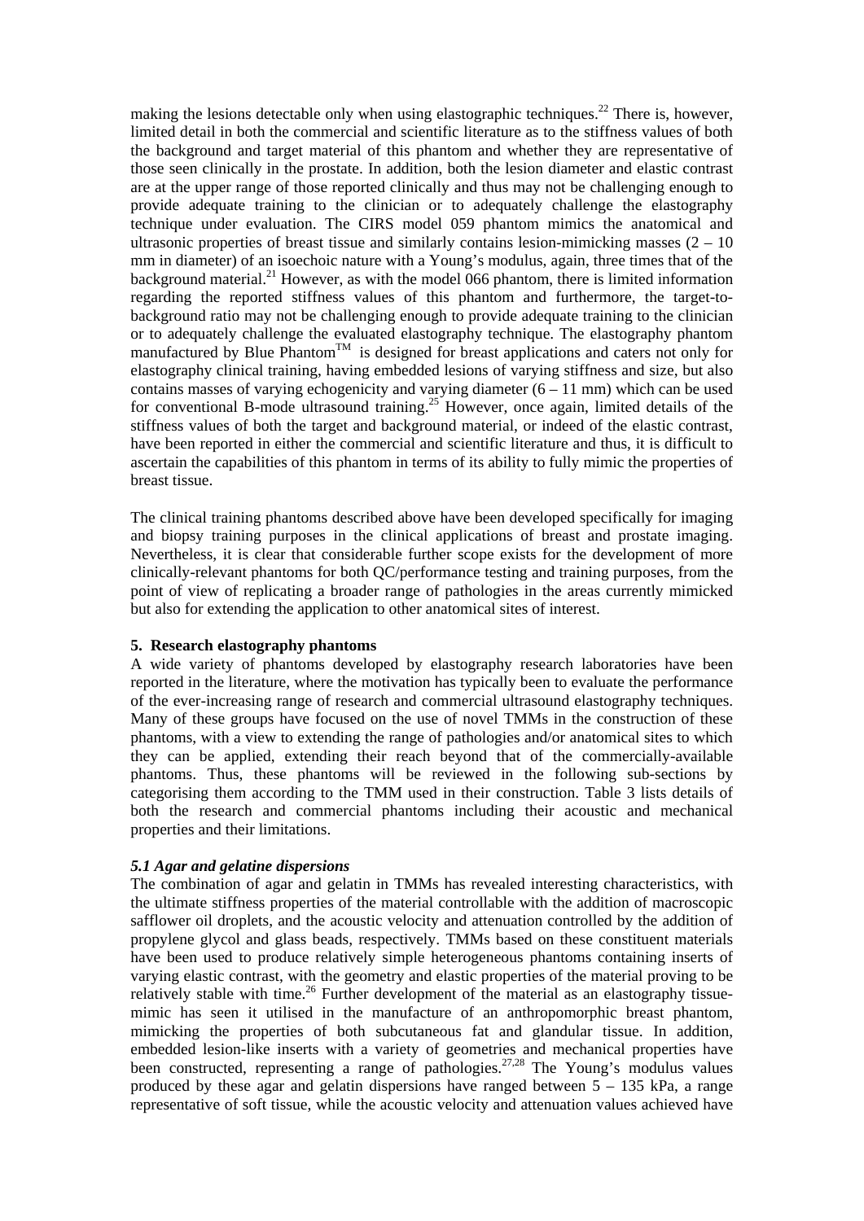making the lesions detectable only when using elastographic techniques.[22] There is, however, limited detail in both the commercial and scientific literature as to the stiffness values of both the background and target material of this phantom and whether they are representative of those seen clinically in the prostate. In addition, both the lesion diameter and elastic contrast are at the upper range of those reported clinically and thus may not be challenging enough to provide adequate training to the clinician or to adequately challenge the elastography technique under evaluation. The CIRS model 059 phantom mimics the anatomical and ultrasonic properties of breast tissue and similarly contains lesion-mimicking masses (2 – 10 mm in diameter) of an isoechoic nature with a Young's modulus, again, three times that of the background material.[21] However, as with the model 066 phantom, there is limited information regarding the reported stiffness values of this phantom and furthermore, the target-to-background ratio may not be challenging enough to provide adequate training to the clinician or to adequately challenge the evaluated elastography technique. The elastography phantom manufactured by Blue Phantom™ is designed for breast applications and caters not only for elastography clinical training, having embedded lesions of varying stiffness and size, but also contains masses of varying echogenicity and varying diameter (6 – 11 mm) which can be used for conventional B-mode ultrasound training.[25] However, once again, limited details of the stiffness values of both the target and background material, or indeed of the elastic contrast, have been reported in either the commercial and scientific literature and thus, it is difficult to ascertain the capabilities of this phantom in terms of its ability to fully mimic the properties of breast tissue.

The clinical training phantoms described above have been developed specifically for imaging and biopsy training purposes in the clinical applications of breast and prostate imaging. Nevertheless, it is clear that considerable further scope exists for the development of more clinically-relevant phantoms for both QC/performance testing and training purposes, from the point of view of replicating a broader range of pathologies in the areas currently mimicked but also for extending the application to other anatomical sites of interest.

## 5. Research elastography phantoms

A wide variety of phantoms developed by elastography research laboratories have been reported in the literature, where the motivation has typically been to evaluate the performance of the ever-increasing range of research and commercial ultrasound elastography techniques. Many of these groups have focused on the use of novel TMMs in the construction of these phantoms, with a view to extending the range of pathologies and/or anatomical sites to which they can be applied, extending their reach beyond that of the commercially-available phantoms. Thus, these phantoms will be reviewed in the following sub-sections by categorising them according to the TMM used in their construction. Table 3 lists details of both the research and commercial phantoms including their acoustic and mechanical properties and their limitations.

### *5.1 Agar and gelatine dispersions*

The combination of agar and gelatin in TMMs has revealed interesting characteristics, with the ultimate stiffness properties of the material controllable with the addition of macroscopic safflower oil droplets, and the acoustic velocity and attenuation controlled by the addition of propylene glycol and glass beads, respectively. TMMs based on these constituent materials have been used to produce relatively simple heterogeneous phantoms containing inserts of varying elastic contrast, with the geometry and elastic properties of the material proving to be relatively stable with time.[26] Further development of the material as an elastography tissue-mimic has seen it utilised in the manufacture of an anthropomorphic breast phantom, mimicking the properties of both subcutaneous fat and glandular tissue. In addition, embedded lesion-like inserts with a variety of geometries and mechanical properties have been constructed, representing a range of pathologies.[27,28] The Young's modulus values produced by these agar and gelatin dispersions have ranged between 5 – 135 kPa, a range representative of soft tissue, while the acoustic velocity and attenuation values achieved have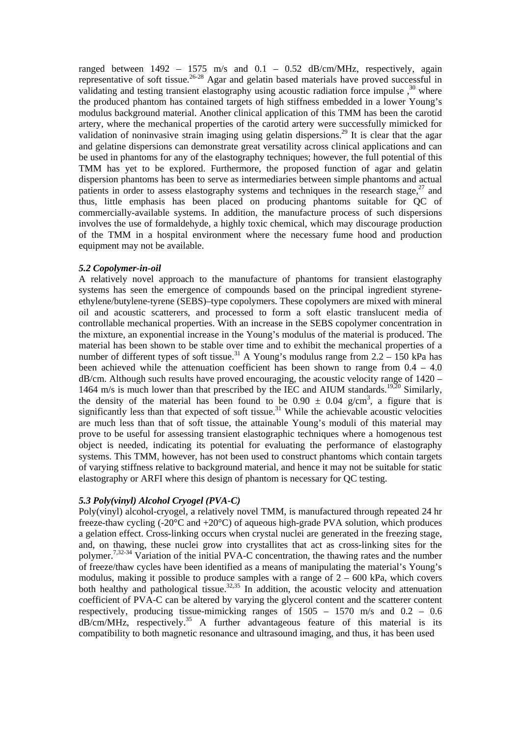ranged between 1492 – 1575 m/s and 0.1 – 0.52 dB/cm/MHz, respectively, again representative of soft tissue.[26-28] Agar and gelatin based materials have proved successful in validating and testing transient elastography using acoustic radiation force impulse ,[30] where the produced phantom has contained targets of high stiffness embedded in a lower Young's modulus background material. Another clinical application of this TMM has been the carotid artery, where the mechanical properties of the carotid artery were successfully mimicked for validation of noninvasive strain imaging using gelatin dispersions.[29] It is clear that the agar and gelatine dispersions can demonstrate great versatility across clinical applications and can be used in phantoms for any of the elastography techniques; however, the full potential of this TMM has yet to be explored. Furthermore, the proposed function of agar and gelatin dispersion phantoms has been to serve as intermediaries between simple phantoms and actual patients in order to assess elastography systems and techniques in the research stage,[27] and thus, little emphasis has been placed on producing phantoms suitable for QC of commercially-available systems. In addition, the manufacture process of such dispersions involves the use of formaldehyde, a highly toxic chemical, which may discourage production of the TMM in a hospital environment where the necessary fume hood and production equipment may not be available.

### *5.2 Copolymer-in-oil*

A relatively novel approach to the manufacture of phantoms for transient elastography systems has seen the emergence of compounds based on the principal ingredient styrene-ethylene/butylene-tyrene (SEBS)–type copolymers. These copolymers are mixed with mineral oil and acoustic scatterers, and processed to form a soft elastic translucent media of controllable mechanical properties. With an increase in the SEBS copolymer concentration in the mixture, an exponential increase in the Young's modulus of the material is produced. The material has been shown to be stable over time and to exhibit the mechanical properties of a number of different types of soft tissue.[31] A Young's modulus range from 2.2 – 150 kPa has been achieved while the attenuation coefficient has been shown to range from 0.4 – 4.0 dB/cm. Although such results have proved encouraging, the acoustic velocity range of 1420 – 1464 m/s is much lower than that prescribed by the IEC and AIUM standards.[19,20] Similarly, the density of the material has been found to be $0.90 \pm 0.04$ g/cm$^3$, a figure that is significantly less than that expected of soft tissue.[31] While the achievable acoustic velocities are much less than that of soft tissue, the attainable Young's moduli of this material may prove to be useful for assessing transient elastographic techniques where a homogenous test object is needed, indicating its potential for evaluating the performance of elastography systems. This TMM, however, has not been used to construct phantoms which contain targets of varying stiffness relative to background material, and hence it may not be suitable for static elastography or ARFI where this design of phantom is necessary for QC testing.

### *5.3 Poly(vinyl) Alcohol Cryogel (PVA-C)*

Poly(vinyl) alcohol-cryogel, a relatively novel TMM, is manufactured through repeated 24 hr freeze-thaw cycling (-20°C and +20°C) of aqueous high-grade PVA solution, which produces a gelation effect. Cross-linking occurs when crystal nuclei are generated in the freezing stage, and, on thawing, these nuclei grow into crystallites that act as cross-linking sites for the polymer.[7,32-34] Variation of the initial PVA-C concentration, the thawing rates and the number of freeze/thaw cycles have been identified as a means of manipulating the material's Young's modulus, making it possible to produce samples with a range of 2 – 600 kPa, which covers both healthy and pathological tissue.[32,35] In addition, the acoustic velocity and attenuation coefficient of PVA-C can be altered by varying the glycerol content and the scatterer content respectively, producing tissue-mimicking ranges of 1505 – 1570 m/s and 0.2 – 0.6 dB/cm/MHz, respectively.[35] A further advantageous feature of this material is its compatibility to both magnetic resonance and ultrasound imaging, and thus, it has been used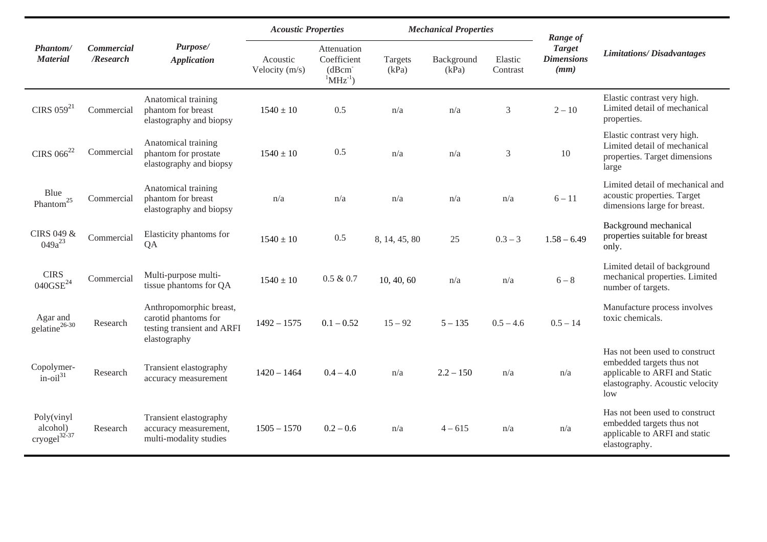| *Phantom/ Material* | *Commercial /Research* | *Purpose/ Application* | *Acoustic Properties* | | *Mechanical Properties* | | | *Range of Target Dimensions (mm)* | *Limitations/ Disadvantages* |
|---|---|---|---|---|---|---|---|---|---|
| | | | Acoustic Velocity (m/s) | Attenuation Coefficient ($dBcm^{-1}MHz^{-1}$) | Targets (kPa) | Background (kPa) | Elastic Contrast | | |
| CIRS 059[21] | Commercial | Anatomical training phantom for breast elastography and biopsy | 1540 ± 10 | 0.5 | n/a | n/a | 3 | 2 – 10 | Elastic contrast very high. Limited detail of mechanical properties. |
| CIRS 066[22] | Commercial | Anatomical training phantom for prostate elastography and biopsy | 1540 ± 10 | 0.5 | n/a | n/a | 3 | 10 | Elastic contrast very high. Limited detail of mechanical properties. Target dimensions large |
| Blue Phantom[25] | Commercial | Anatomical training phantom for breast elastography and biopsy | n/a | n/a | n/a | n/a | n/a | 6 – 11 | Limited detail of mechanical and acoustic properties. Target dimensions large for breast. |
| CIRS 049 & 049a[23] | Commercial | Elasticity phantoms for QA | 1540 ± 10 | 0.5 | 8, 14, 45, 80 | 25 | 0.3 – 3 | 1.58 – 6.49 | Background mechanical properties suitable for breast only. |
| CIRS 040GSE[24] | Commercial | Multi-purpose multi-tissue phantoms for QA | 1540 ± 10 | 0.5 & 0.7 | 10, 40, 60 | n/a | n/a | 6 – 8 | Limited detail of background mechanical properties. Limited number of targets. |
| Agar and gelatine[26-30] | Research | Anthropomorphic breast, carotid phantoms for testing transient and ARFI elastography | 1492 – 1575 | 0.1 – 0.52 | 15 – 92 | 5 – 135 | 0.5 – 4.6 | 0.5 – 14 | Manufacture process involves toxic chemicals. |
| Copolymer-in-oil[31] | Research | Transient elastography accuracy measurement | 1420 – 1464 | 0.4 – 4.0 | n/a | 2.2 – 150 | n/a | n/a | Has not been used to construct embedded targets thus not applicable to ARFI and Static elastography. Acoustic velocity low |
| Poly(vinyl alcohol) cryogel[32-37] | Research | Transient elastography accuracy measurement, multi-modality studies | 1505 – 1570 | 0.2 – 0.6 | n/a | 4 – 615 | n/a | n/a | Has not been used to construct embedded targets thus not applicable to ARFI and static elastography. |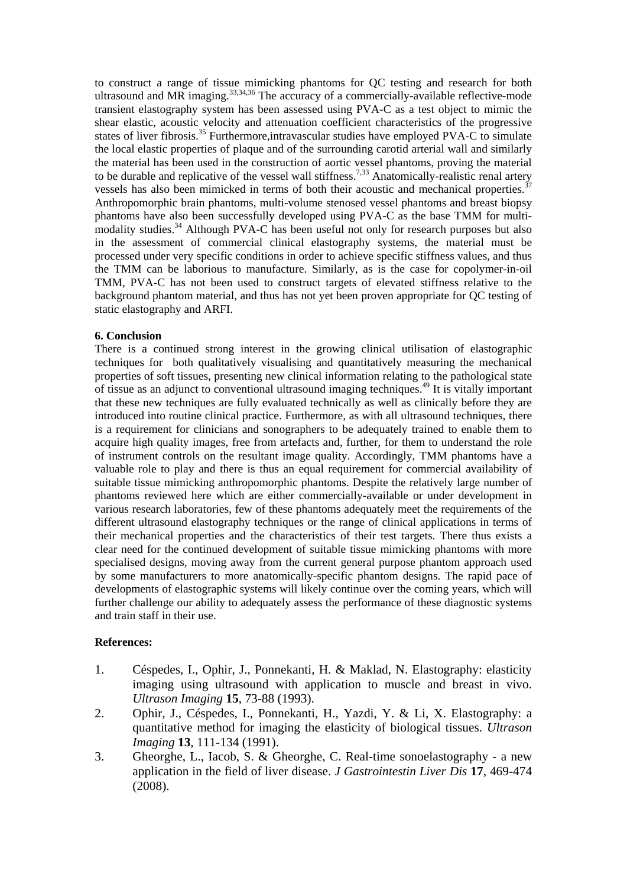to construct a range of tissue mimicking phantoms for QC testing and research for both ultrasound and MR imaging.[33,34,36] The accuracy of a commercially-available reflective-mode transient elastography system has been assessed using PVA-C as a test object to mimic the shear elastic, acoustic velocity and attenuation coefficient characteristics of the progressive states of liver fibrosis.[35] Furthermore,intravascular studies have employed PVA-C to simulate the local elastic properties of plaque and of the surrounding carotid arterial wall and similarly the material has been used in the construction of aortic vessel phantoms, proving the material to be durable and replicative of the vessel wall stiffness.[7,33] Anatomically-realistic renal artery vessels has also been mimicked in terms of both their acoustic and mechanical properties.[37] Anthropomorphic brain phantoms, multi-volume stenosed vessel phantoms and breast biopsy phantoms have also been successfully developed using PVA-C as the base TMM for multi-modality studies.[34] Although PVA-C has been useful not only for research purposes but also in the assessment of commercial clinical elastography systems, the material must be processed under very specific conditions in order to achieve specific stiffness values, and thus the TMM can be laborious to manufacture. Similarly, as is the case for copolymer-in-oil TMM, PVA-C has not been used to construct targets of elevated stiffness relative to the background phantom material, and thus has not yet been proven appropriate for QC testing of static elastography and ARFI.

**6. Conclusion**

There is a continued strong interest in the growing clinical utilisation of elastographic techniques for both qualitatively visualising and quantitatively measuring the mechanical properties of soft tissues, presenting new clinical information relating to the pathological state of tissue as an adjunct to conventional ultrasound imaging techniques.[49] It is vitally important that these new techniques are fully evaluated technically as well as clinically before they are introduced into routine clinical practice. Furthermore, as with all ultrasound techniques, there is a requirement for clinicians and sonographers to be adequately trained to enable them to acquire high quality images, free from artefacts and, further, for them to understand the role of instrument controls on the resultant image quality. Accordingly, TMM phantoms have a valuable role to play and there is thus an equal requirement for commercial availability of suitable tissue mimicking anthropomorphic phantoms. Despite the relatively large number of phantoms reviewed here which are either commercially-available or under development in various research laboratories, few of these phantoms adequately meet the requirements of the different ultrasound elastography techniques or the range of clinical applications in terms of their mechanical properties and the characteristics of their test targets. There thus exists a clear need for the continued development of suitable tissue mimicking phantoms with more specialised designs, moving away from the current general purpose phantom approach used by some manufacturers to more anatomically-specific phantom designs. The rapid pace of developments of elastographic systems will likely continue over the coming years, which will further challenge our ability to adequately assess the performance of these diagnostic systems and train staff in their use.

**References:**

1. Céspedes, I., Ophir, J., Ponnekanti, H. & Maklad, N. Elastography: elasticity imaging using ultrasound with application to muscle and breast in vivo. *Ultrason Imaging* **15**, 73-88 (1993).
2. Ophir, J., Céspedes, I., Ponnekanti, H., Yazdi, Y. & Li, X. Elastography: a quantitative method for imaging the elasticity of biological tissues. *Ultrason Imaging* **13**, 111-134 (1991).
3. Gheorghe, L., Iacob, S. & Gheorghe, C. Real-time sonoelastography - a new application in the field of liver disease. *J Gastrointestin Liver Dis* **17**, 469-474 (2008).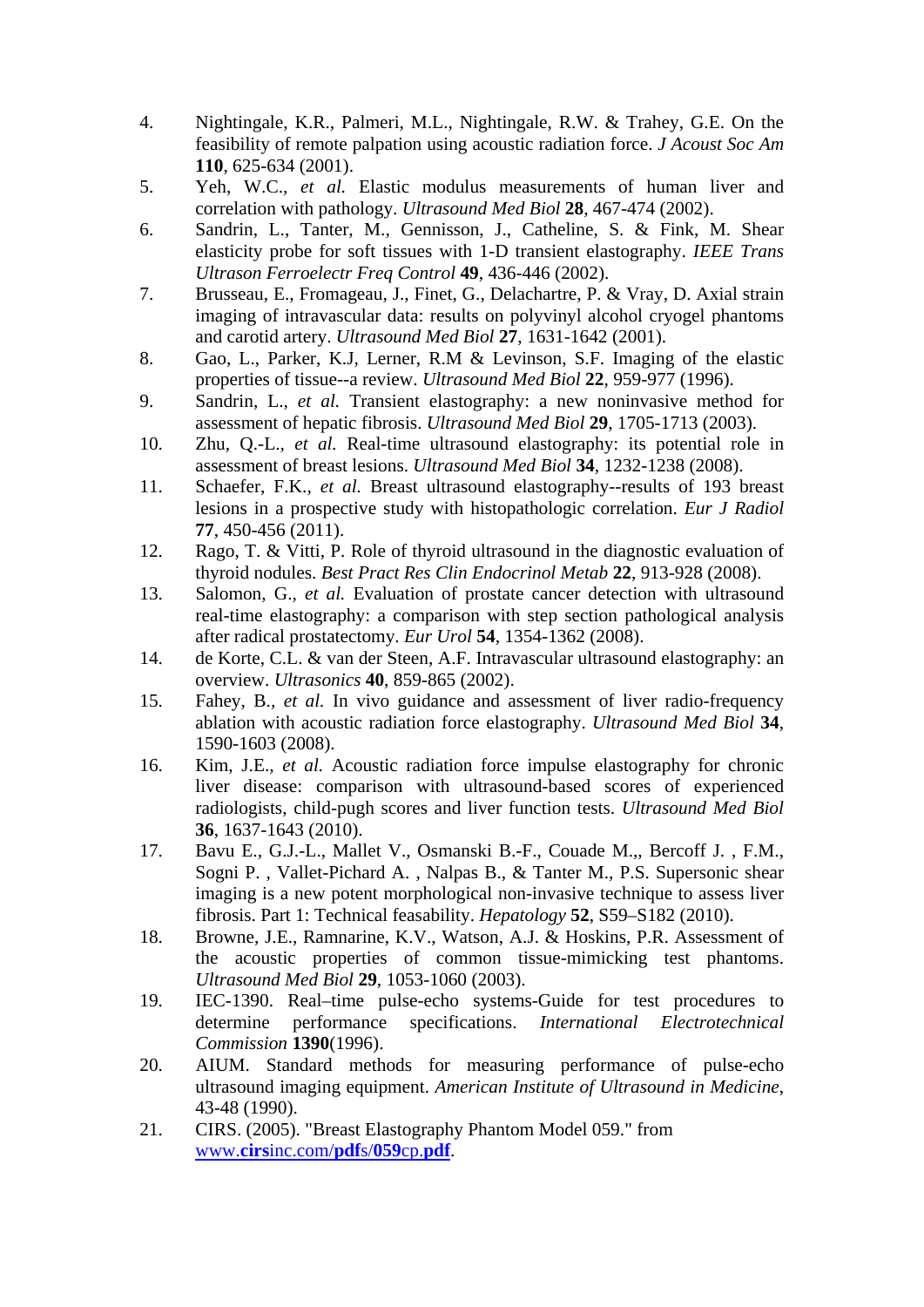4. Nightingale, K.R., Palmeri, M.L., Nightingale, R.W. & Trahey, G.E. On the feasibility of remote palpation using acoustic radiation force. *J Acoust Soc Am* **110**, 625-634 (2001).
5. Yeh, W.C., *et al.* Elastic modulus measurements of human liver and correlation with pathology. *Ultrasound Med Biol* **28**, 467-474 (2002).
6. Sandrin, L., Tanter, M., Gennisson, J., Catheline, S. & Fink, M. Shear elasticity probe for soft tissues with 1-D transient elastography. *IEEE Trans Ultrason Ferroelectr Freq Control* **49**, 436-446 (2002).
7. Brusseau, E., Fromageau, J., Finet, G., Delachartre, P. & Vray, D. Axial strain imaging of intravascular data: results on polyvinyl alcohol cryogel phantoms and carotid artery. *Ultrasound Med Biol* **27**, 1631-1642 (2001).
8. Gao, L., Parker, K.J, Lerner, R.M & Levinson, S.F. Imaging of the elastic properties of tissue--a review. *Ultrasound Med Biol* **22**, 959-977 (1996).
9. Sandrin, L., *et al.* Transient elastography: a new noninvasive method for assessment of hepatic fibrosis. *Ultrasound Med Biol* **29**, 1705-1713 (2003).
10. Zhu, Q.-L., *et al.* Real-time ultrasound elastography: its potential role in assessment of breast lesions. *Ultrasound Med Biol* **34**, 1232-1238 (2008).
11. Schaefer, F.K., *et al.* Breast ultrasound elastography--results of 193 breast lesions in a prospective study with histopathologic correlation. *Eur J Radiol* **77**, 450-456 (2011).
12. Rago, T. & Vitti, P. Role of thyroid ultrasound in the diagnostic evaluation of thyroid nodules. *Best Pract Res Clin Endocrinol Metab* **22**, 913-928 (2008).
13. Salomon, G., *et al.* Evaluation of prostate cancer detection with ultrasound real-time elastography: a comparison with step section pathological analysis after radical prostatectomy. *Eur Urol* **54**, 1354-1362 (2008).
14. de Korte, C.L. & van der Steen, A.F. Intravascular ultrasound elastography: an overview. *Ultrasonics* **40**, 859-865 (2002).
15. Fahey, B., *et al.* In vivo guidance and assessment of liver radio-frequency ablation with acoustic radiation force elastography. *Ultrasound Med Biol* **34**, 1590-1603 (2008).
16. Kim, J.E., *et al.* Acoustic radiation force impulse elastography for chronic liver disease: comparison with ultrasound-based scores of experienced radiologists, child-pugh scores and liver function tests. *Ultrasound Med Biol* **36**, 1637-1643 (2010).
17. Bavu E., G.J.-L., Mallet V., Osmanski B.-F., Couade M.,, Bercoff J. , F.M., Sogni P. , Vallet-Pichard A. , Nalpas B., & Tanter M., P.S. Supersonic shear imaging is a new potent morphological non-invasive technique to assess liver fibrosis. Part 1: Technical feasability. *Hepatology* **52**, S59–S182 (2010).
18. Browne, J.E., Ramnarine, K.V., Watson, A.J. & Hoskins, P.R. Assessment of the acoustic properties of common tissue-mimicking test phantoms. *Ultrasound Med Biol* **29**, 1053-1060 (2003).
19. IEC-1390. Real–time pulse-echo systems-Guide for test procedures to determine performance specifications. *International Electrotechnical Commission* **1390**(1996).
20. AIUM. Standard methods for measuring performance of pulse-echo ultrasound imaging equipment. *American Institute of Ultrasound in Medicine*, 43-48 (1990).
21. CIRS. (2005). "Breast Elastography Phantom Model 059." from www.cirsinc.com/pdfs/059cp.pdf.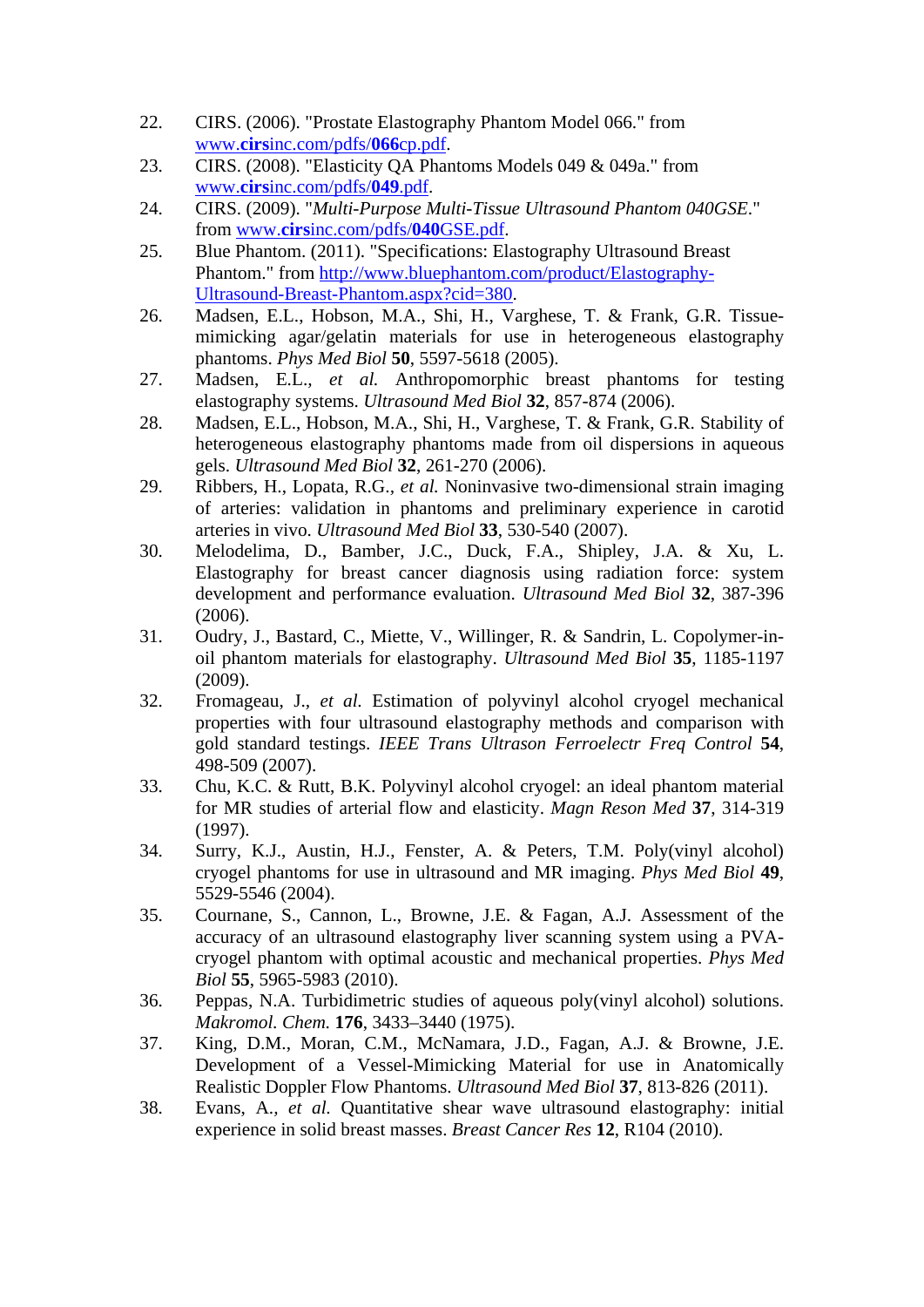22. CIRS. (2006). "Prostate Elastography Phantom Model 066." from www.**cirs**inc.com/pdfs/**066**cp.pdf.
23. CIRS. (2008). "Elasticity QA Phantoms Models 049 & 049a." from www.**cirs**inc.com/pdfs/**049**.pdf.
24. CIRS. (2009). "*Multi-Purpose Multi-Tissue Ultrasound Phantom 040GSE*." from www.**cirs**inc.com/pdfs/**040**GSE.pdf.
25. Blue Phantom. (2011). "Specifications: Elastography Ultrasound Breast Phantom." from http://www.bluephantom.com/product/Elastography-Ultrasound-Breast-Phantom.aspx?cid=380.
26. Madsen, E.L., Hobson, M.A., Shi, H., Varghese, T. & Frank, G.R. Tissue-mimicking agar/gelatin materials for use in heterogeneous elastography phantoms. *Phys Med Biol* **50**, 5597-5618 (2005).
27. Madsen, E.L., *et al.* Anthropomorphic breast phantoms for testing elastography systems. *Ultrasound Med Biol* **32**, 857-874 (2006).
28. Madsen, E.L., Hobson, M.A., Shi, H., Varghese, T. & Frank, G.R. Stability of heterogeneous elastography phantoms made from oil dispersions in aqueous gels. *Ultrasound Med Biol* **32**, 261-270 (2006).
29. Ribbers, H., Lopata, R.G., *et al.* Noninvasive two-dimensional strain imaging of arteries: validation in phantoms and preliminary experience in carotid arteries in vivo. *Ultrasound Med Biol* **33**, 530-540 (2007).
30. Melodelima, D., Bamber, J.C., Duck, F.A., Shipley, J.A. & Xu, L. Elastography for breast cancer diagnosis using radiation force: system development and performance evaluation. *Ultrasound Med Biol* **32**, 387-396 (2006).
31. Oudry, J., Bastard, C., Miette, V., Willinger, R. & Sandrin, L. Copolymer-in-oil phantom materials for elastography. *Ultrasound Med Biol* **35**, 1185-1197 (2009).
32. Fromageau, J., *et al.* Estimation of polyvinyl alcohol cryogel mechanical properties with four ultrasound elastography methods and comparison with gold standard testings. *IEEE Trans Ultrason Ferroelectr Freq Control* **54**, 498-509 (2007).
33. Chu, K.C. & Rutt, B.K. Polyvinyl alcohol cryogel: an ideal phantom material for MR studies of arterial flow and elasticity. *Magn Reson Med* **37**, 314-319 (1997).
34. Surry, K.J., Austin, H.J., Fenster, A. & Peters, T.M. Poly(vinyl alcohol) cryogel phantoms for use in ultrasound and MR imaging. *Phys Med Biol* **49**, 5529-5546 (2004).
35. Cournane, S., Cannon, L., Browne, J.E. & Fagan, A.J. Assessment of the accuracy of an ultrasound elastography liver scanning system using a PVA-cryogel phantom with optimal acoustic and mechanical properties. *Phys Med Biol* **55**, 5965-5983 (2010).
36. Peppas, N.A. Turbidimetric studies of aqueous poly(vinyl alcohol) solutions. *Makromol. Chem.* **176**, 3433–3440 (1975).
37. King, D.M., Moran, C.M., McNamara, J.D., Fagan, A.J. & Browne, J.E. Development of a Vessel-Mimicking Material for use in Anatomically Realistic Doppler Flow Phantoms. *Ultrasound Med Biol* **37**, 813-826 (2011).
38. Evans, A., *et al.* Quantitative shear wave ultrasound elastography: initial experience in solid breast masses. *Breast Cancer Res* **12**, R104 (2010).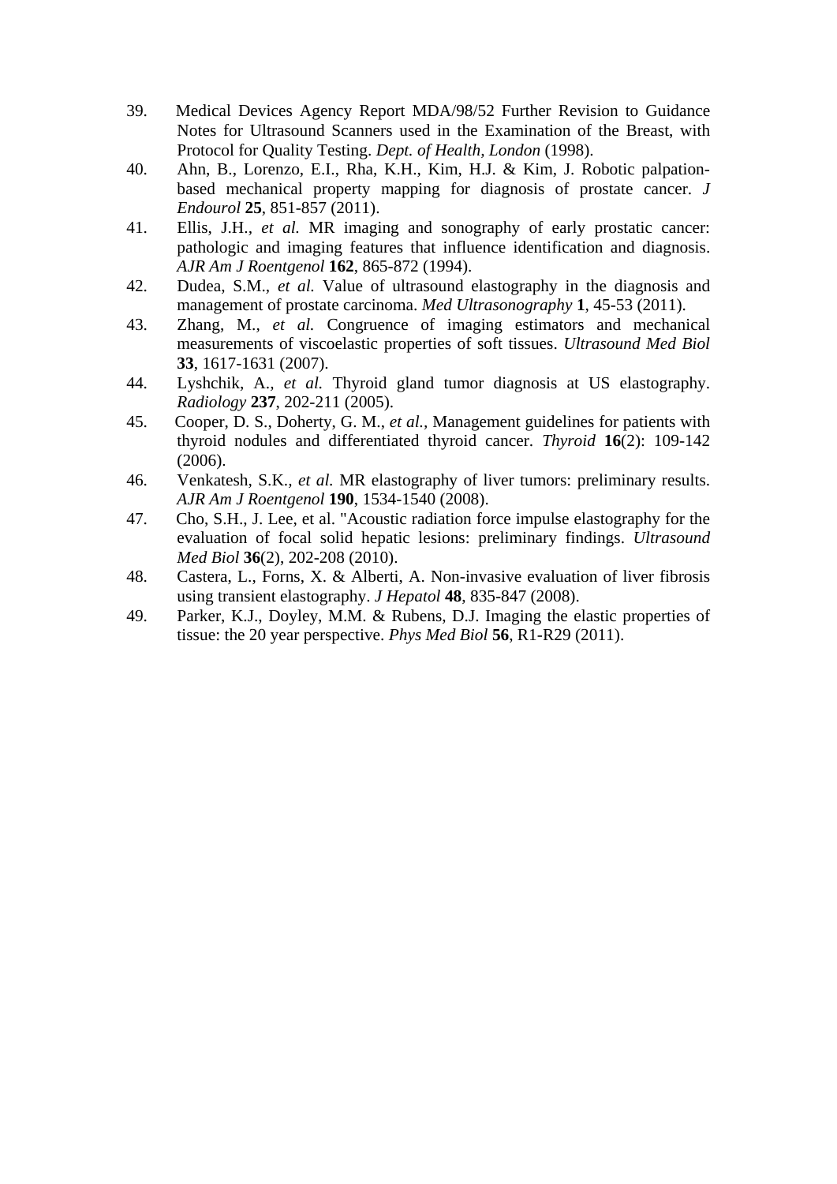39. Medical Devices Agency Report MDA/98/52 Further Revision to Guidance Notes for Ultrasound Scanners used in the Examination of the Breast, with Protocol for Quality Testing. *Dept. of Health, London* (1998).
40. Ahn, B., Lorenzo, E.I., Rha, K.H., Kim, H.J. & Kim, J. Robotic palpation-based mechanical property mapping for diagnosis of prostate cancer. *J Endourol* **25**, 851-857 (2011).
41. Ellis, J.H., *et al.* MR imaging and sonography of early prostatic cancer: pathologic and imaging features that influence identification and diagnosis. *AJR Am J Roentgenol* **162**, 865-872 (1994).
42. Dudea, S.M., *et al.* Value of ultrasound elastography in the diagnosis and management of prostate carcinoma. *Med Ultrasonography* **1**, 45-53 (2011).
43. Zhang, M., *et al.* Congruence of imaging estimators and mechanical measurements of viscoelastic properties of soft tissues. *Ultrasound Med Biol* **33**, 1617-1631 (2007).
44. Lyshchik, A., *et al.* Thyroid gland tumor diagnosis at US elastography. *Radiology* **237**, 202-211 (2005).
45. Cooper, D. S., Doherty, G. M., *et al.*, Management guidelines for patients with thyroid nodules and differentiated thyroid cancer. *Thyroid* **16**(2): 109-142 (2006).
46. Venkatesh, S.K., *et al.* MR elastography of liver tumors: preliminary results. *AJR Am J Roentgenol* **190**, 1534-1540 (2008).
47. Cho, S.H., J. Lee, et al. "Acoustic radiation force impulse elastography for the evaluation of focal solid hepatic lesions: preliminary findings. *Ultrasound Med Biol* **36**(2), 202-208 (2010).
48. Castera, L., Forns, X. & Alberti, A. Non-invasive evaluation of liver fibrosis using transient elastography. *J Hepatol* **48**, 835-847 (2008).
49. Parker, K.J., Doyley, M.M. & Rubens, D.J. Imaging the elastic properties of tissue: the 20 year perspective. *Phys Med Biol* **56**, R1-R29 (2011).